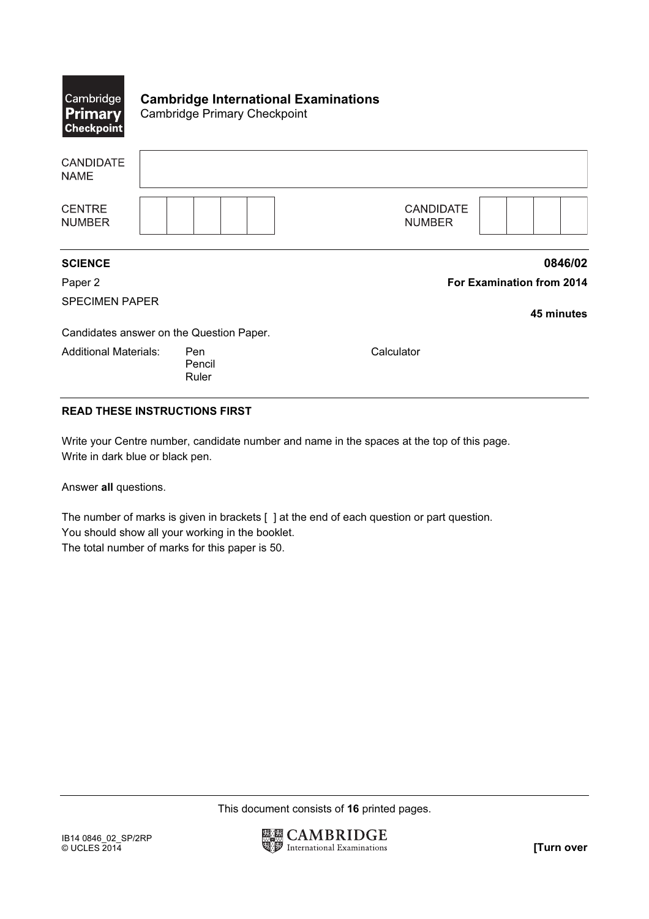**Cambridge International Examinations**
Cambridge Primary Checkpoint

| CANDIDATE NAME | |
|---|---|

| CENTRE NUMBER | | | | | | CANDIDATE NUMBER | | | | |
|---|---|---|---|---|---|---|---|---|---|---|

**SCIENCE** **0846/02**

Paper 2 **For Examination from 2014**

SPECIMEN PAPER

**45 minutes**

Candidates answer on the Question Paper.

Additional Materials: Pen, Pencil, Ruler, Calculator

**READ THESE INSTRUCTIONS FIRST**

Write your Centre number, candidate number and name in the spaces at the top of this page.
Write in dark blue or black pen.

Answer **all** questions.

The number of marks is given in brackets [ ] at the end of each question or part question.
You should show all your working in the booklet.
The total number of marks for this paper is 50.

This document consists of **16** printed pages.

IB14 0846_02_SP/2RP
© UCLES 2014

**[Turn over**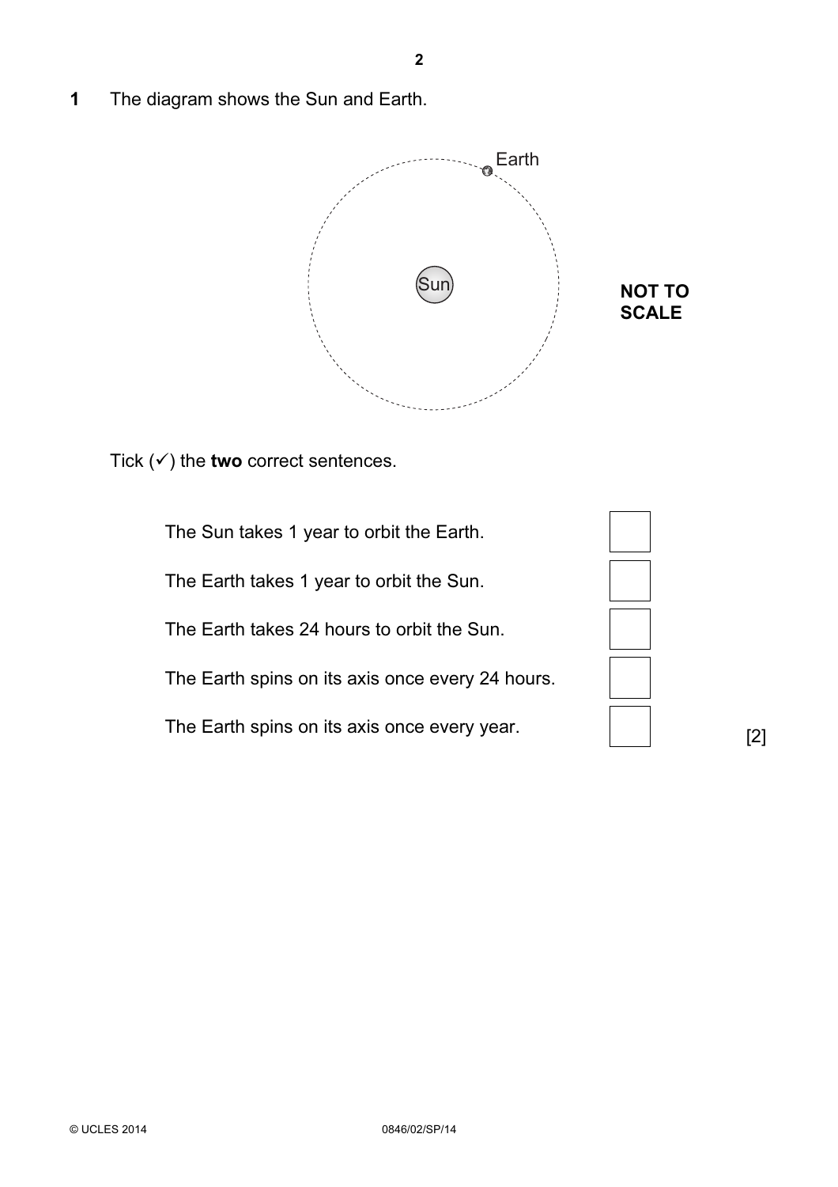**1** The diagram shows the Sun and Earth.

Tick (✓) the **two** correct sentences.

| | |
|---|---|
| The Sun takes 1 year to orbit the Earth. | ☐ |
| The Earth takes 1 year to orbit the Sun. | ☐ |
| The Earth takes 24 hours to orbit the Sun. | ☐ |
| The Earth spins on its axis once every 24 hours. | ☐ |
| The Earth spins on its axis once every year. | ☐ |

[2]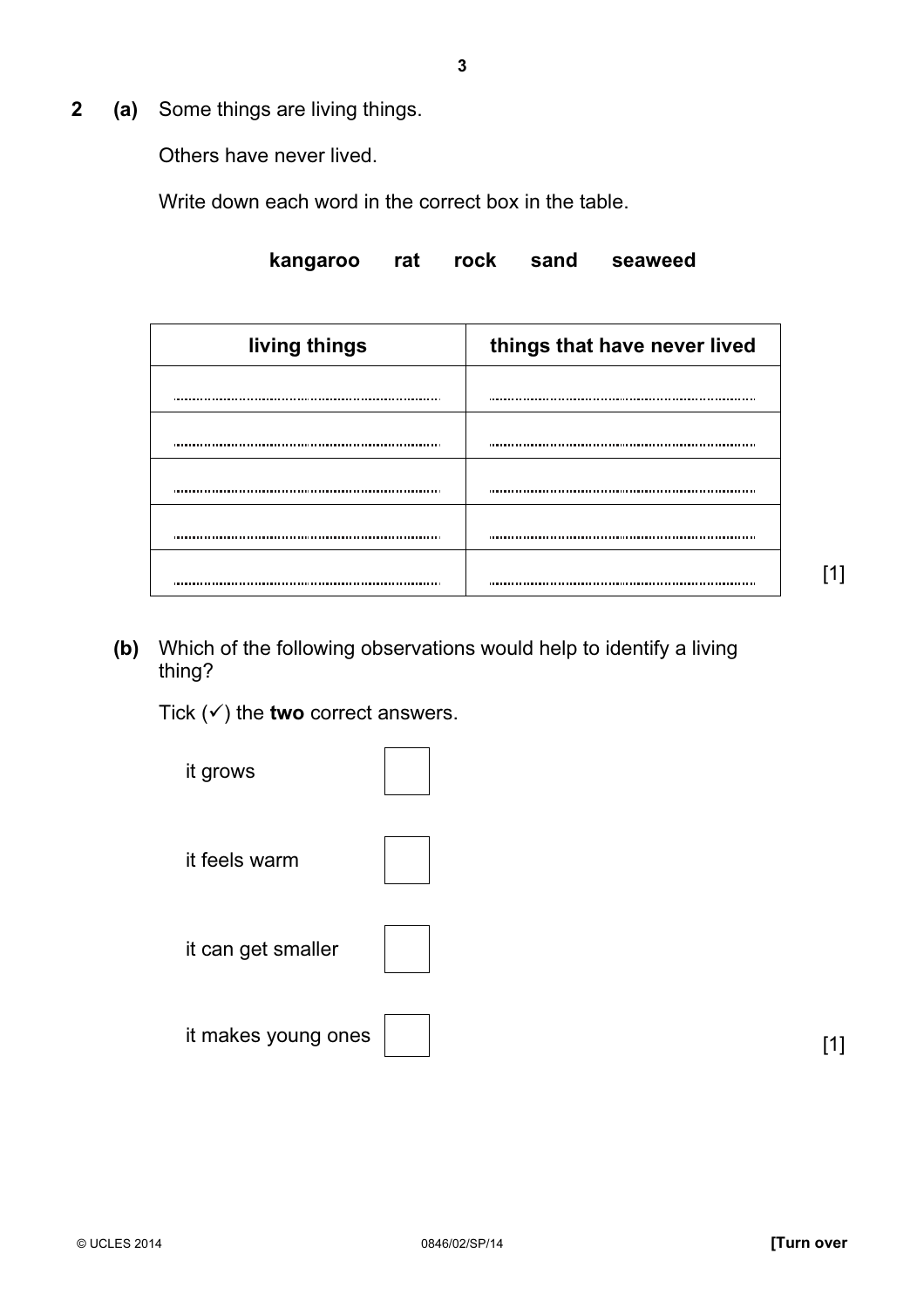**2** **(a)** Some things are living things.

Others have never lived.

Write down each word in the correct box in the table.

**kangaroo** **rat** **rock** **sand** **seaweed**

| living things | things that have never lived |
|---|---|
| .................................................. | .................................................. |
| .................................................. | .................................................. |
| .................................................. | .................................................. |
| .................................................. | .................................................. |
| .................................................. | .................................................. |

[1]

**(b)** Which of the following observations would help to identify a living thing?

Tick (✓) the **two** correct answers.

it grows ☐

it feels warm ☐

it can get smaller ☐

it makes young ones ☐

[1]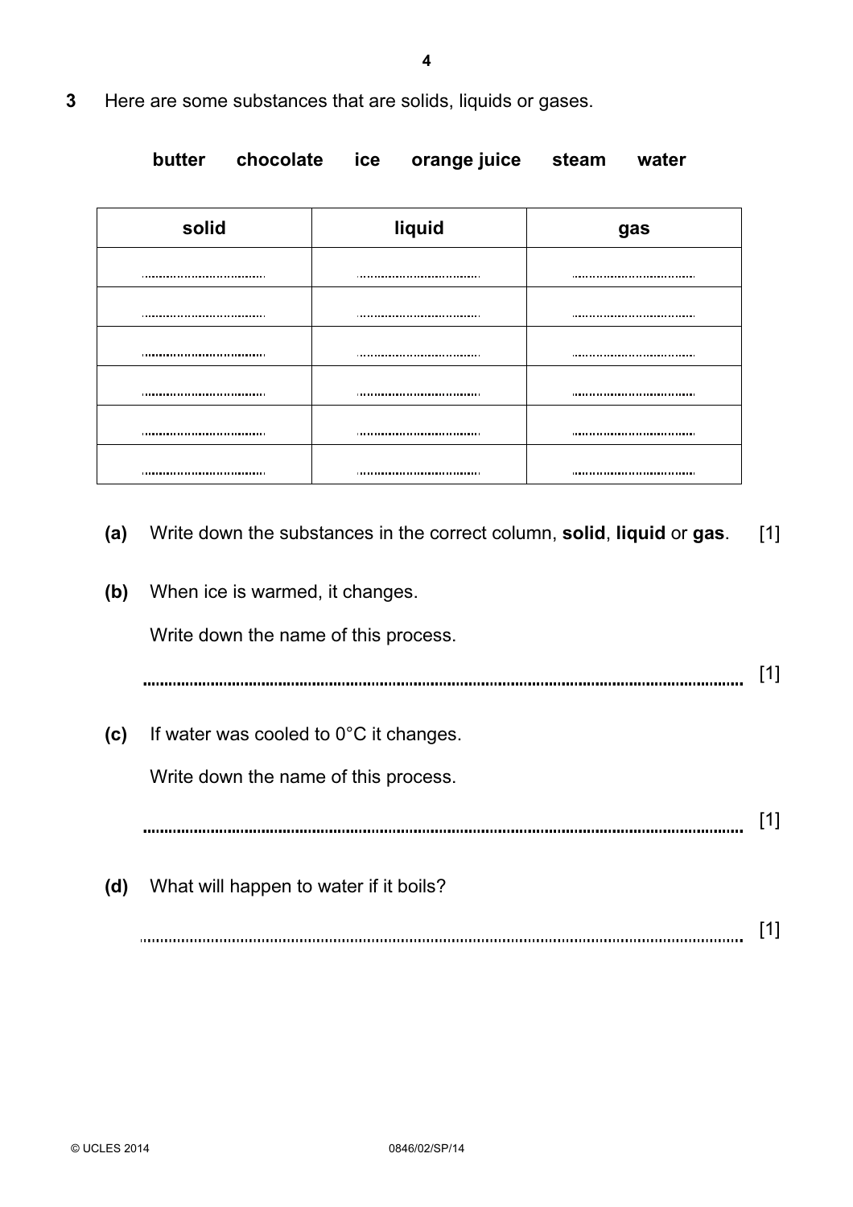**3** Here are some substances that are solids, liquids or gases.

**butter** **chocolate** **ice** **orange juice** **steam** **water**

| solid | liquid | gas |
|---|---|---|
| .................................... | .................................... | .................................... |
| .................................... | .................................... | .................................... |
| .................................... | .................................... | .................................... |
| .................................... | .................................... | .................................... |
| .................................... | .................................... | .................................... |
| .................................... | .................................... | .................................... |

**(a)** Write down the substances in the correct column, **solid**, **liquid** or **gas**. [1]

**(b)** When ice is warmed, it changes.

Write down the name of this process.

.............................................................................................................................................. [1]

**(c)** If water was cooled to 0°C it changes.

Write down the name of this process.

.............................................................................................................................................. [1]

**(d)** What will happen to water if it boils?

.............................................................................................................................................. [1]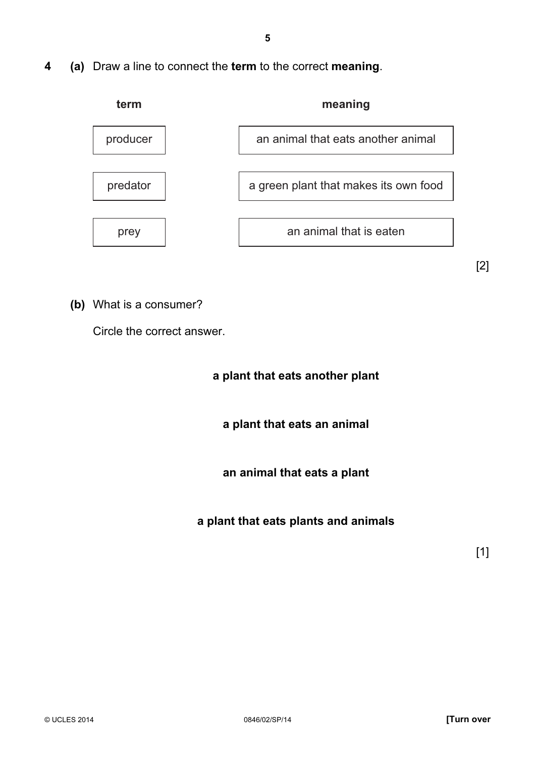**4** **(a)** Draw a line to connect the **term** to the correct **meaning**.

| term | meaning |
| --- | --- |
| producer | an animal that eats another animal |
| predator | a green plant that makes its own food |
| prey | an animal that is eaten |

[2]

**(b)** What is a consumer?

Circle the correct answer.

**a plant that eats another plant**

**a plant that eats an animal**

**an animal that eats a plant**

**a plant that eats plants and animals**

[1]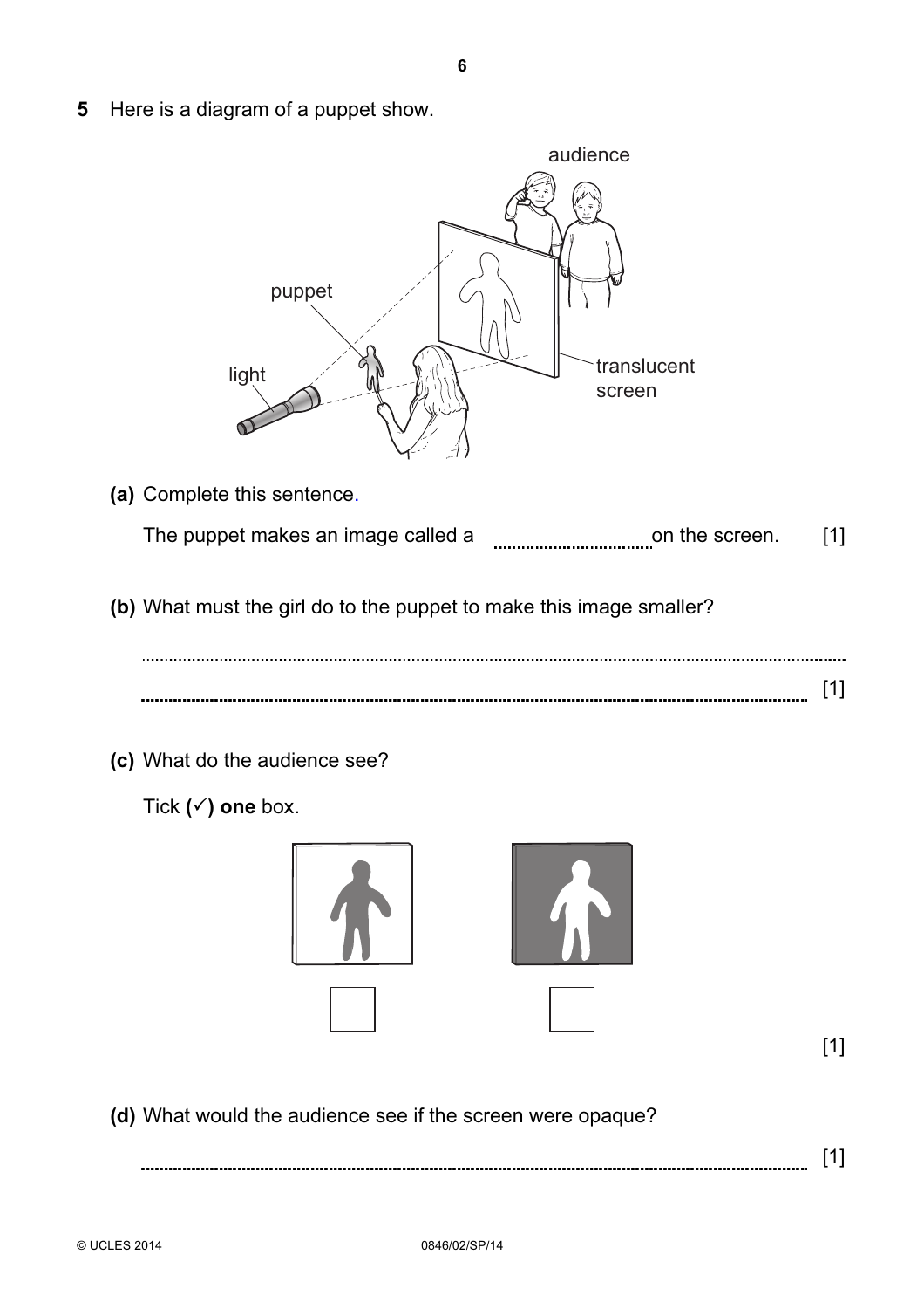**5** Here is a diagram of a puppet show.

**(a)** Complete this sentence.

The puppet makes an image called a .................................. on the screen. [1]

**(b)** What must the girl do to the puppet to make this image smaller?

..........................................................................................................................................

.......................................................................................................................................... [1]

**(c)** What do the audience see?

Tick (✓) **one** box.

☐ ☐

[1]

**(d)** What would the audience see if the screen were opaque?

.......................................................................................................................................... [1]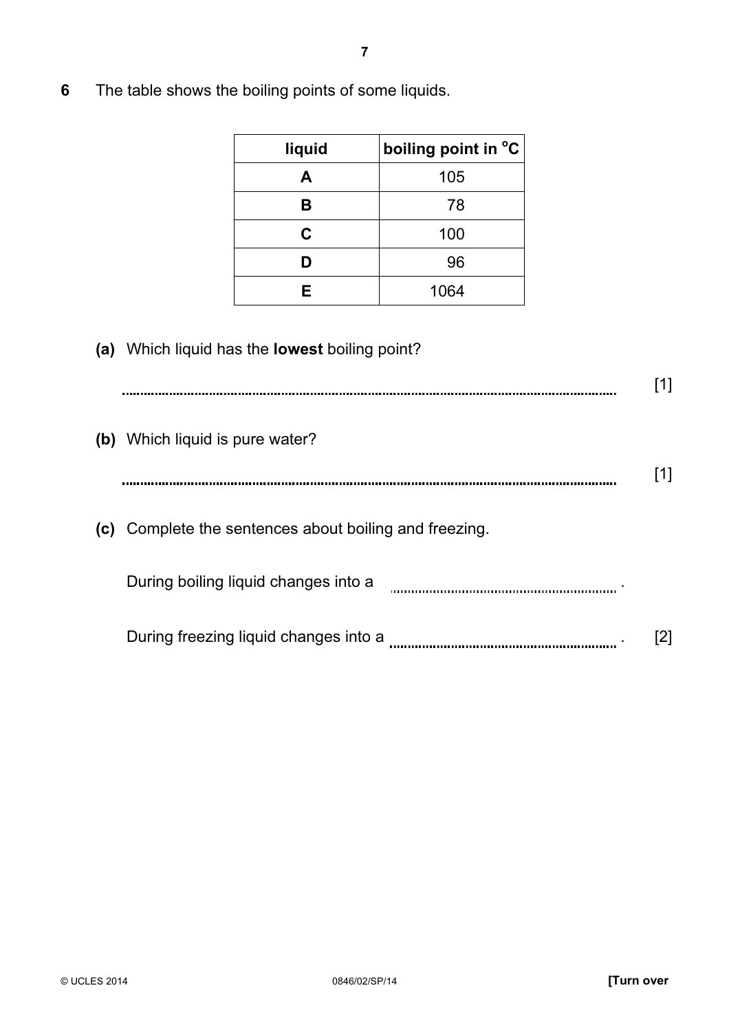**6** The table shows the boiling points of some liquids.

| liquid | boiling point in °C |
|---|---|
| **A** | 105 |
| **B** | 78 |
| **C** | 100 |
| **D** | 96 |
| **E** | 1064 |

**(a)** Which liquid has the **lowest** boiling point?

.......................................................................................................................................... [1]

**(b)** Which liquid is pure water?

.......................................................................................................................................... [1]

**(c)** Complete the sentences about boiling and freezing.

During boiling liquid changes into a ............................................................ .

During freezing liquid changes into a ............................................................ . [2]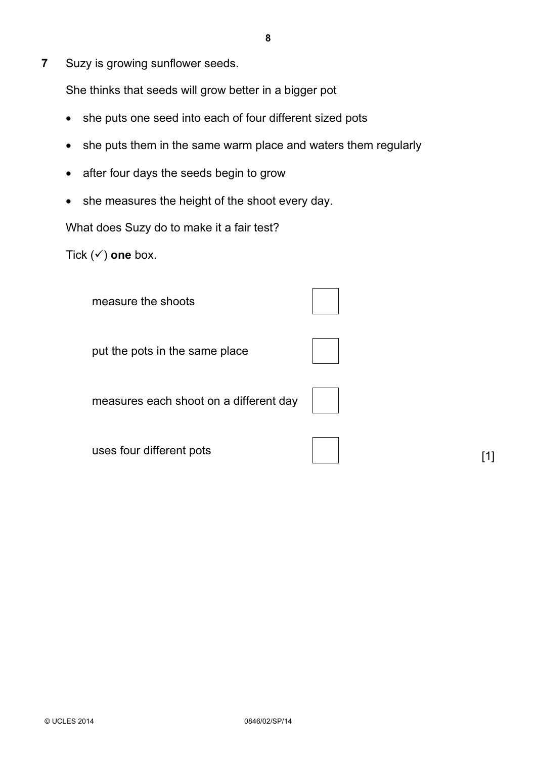**7** Suzy is growing sunflower seeds.

She thinks that seeds will grow better in a bigger pot

- she puts one seed into each of four different sized pots
- she puts them in the same warm place and waters them regularly
- after four days the seeds begin to grow
- she measures the height of the shoot every day.

What does Suzy do to make it a fair test?

Tick (✓) **one** box.

| | |
|---|---|
| measure the shoots | ☐ |
| put the pots in the same place | ☐ |
| measures each shoot on a different day | ☐ |
| uses four different pots | ☐ |

[1]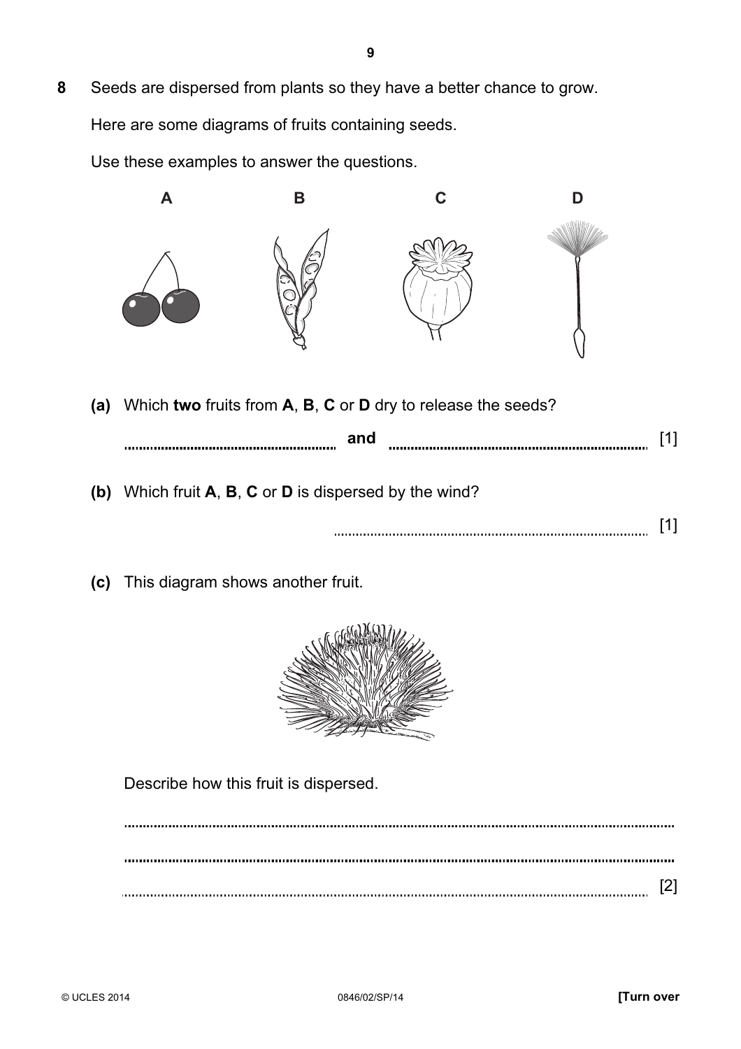**8** Seeds are dispersed from plants so they have a better chance to grow.

Here are some diagrams of fruits containing seeds.

Use these examples to answer the questions.

**A** **B** **C** **D**

**(a)** Which **two** fruits from **A**, **B**, **C** or **D** dry to release the seeds?

.................................................... **and** .................................................... [1]

**(b)** Which fruit **A**, **B**, **C** or **D** is dispersed by the wind?

.................................................... [1]

**(c)** This diagram shows another fruit.

Describe how this fruit is dispersed.

....................................................................................................................................................

....................................................................................................................................................

.................................................................................................................................................... [2]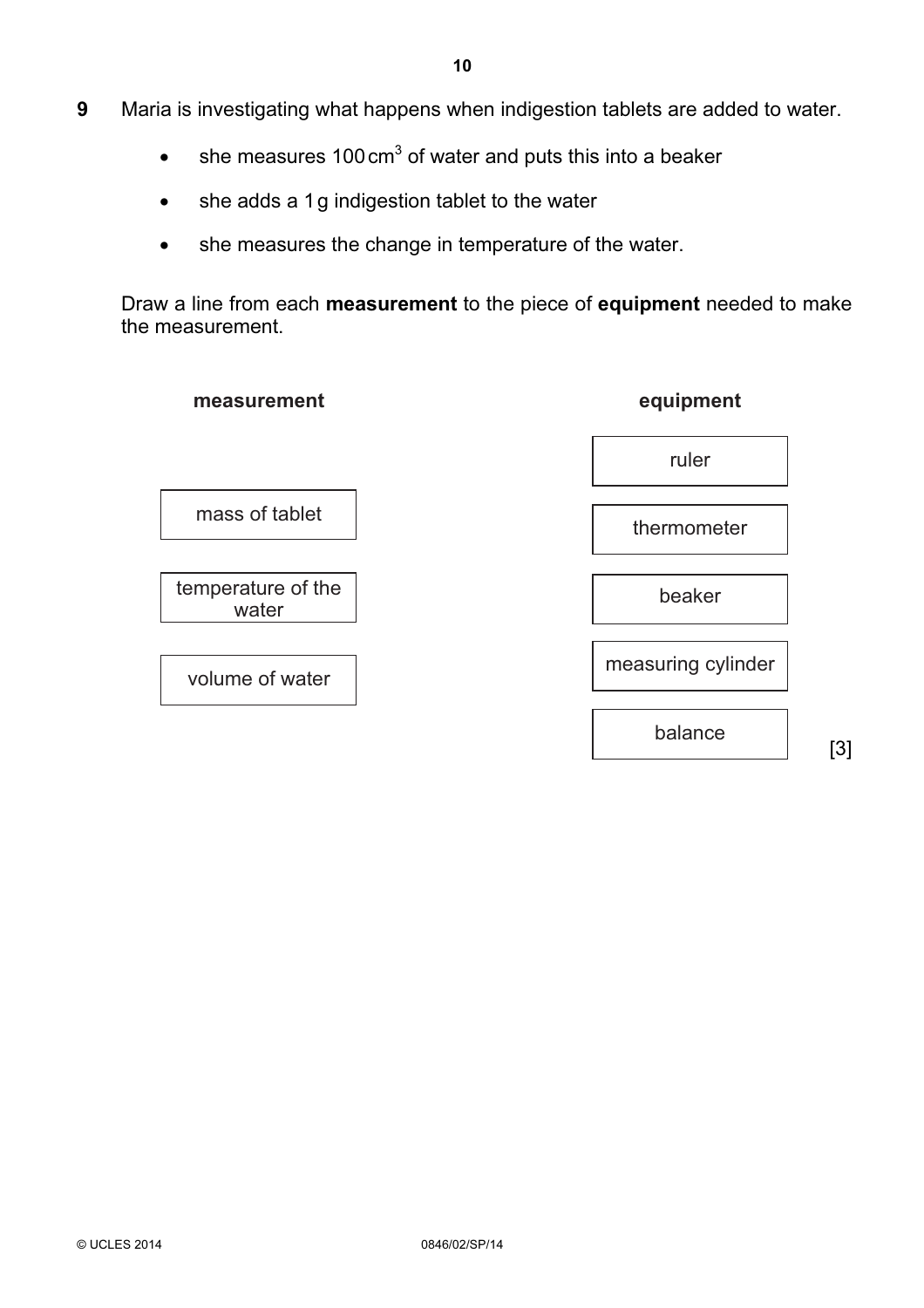**9** Maria is investigating what happens when indigestion tablets are added to water.

- she measures 100 $cm^3$ of water and puts this into a beaker
- she adds a 1 g indigestion tablet to the water
- she measures the change in temperature of the water.

Draw a line from each **measurement** to the piece of **equipment** needed to make the measurement.

| measurement | equipment |
|---|---|
| | ruler |
| mass of tablet | thermometer |
| temperature of the water | beaker |
| volume of water | measuring cylinder |
| | balance |

[3]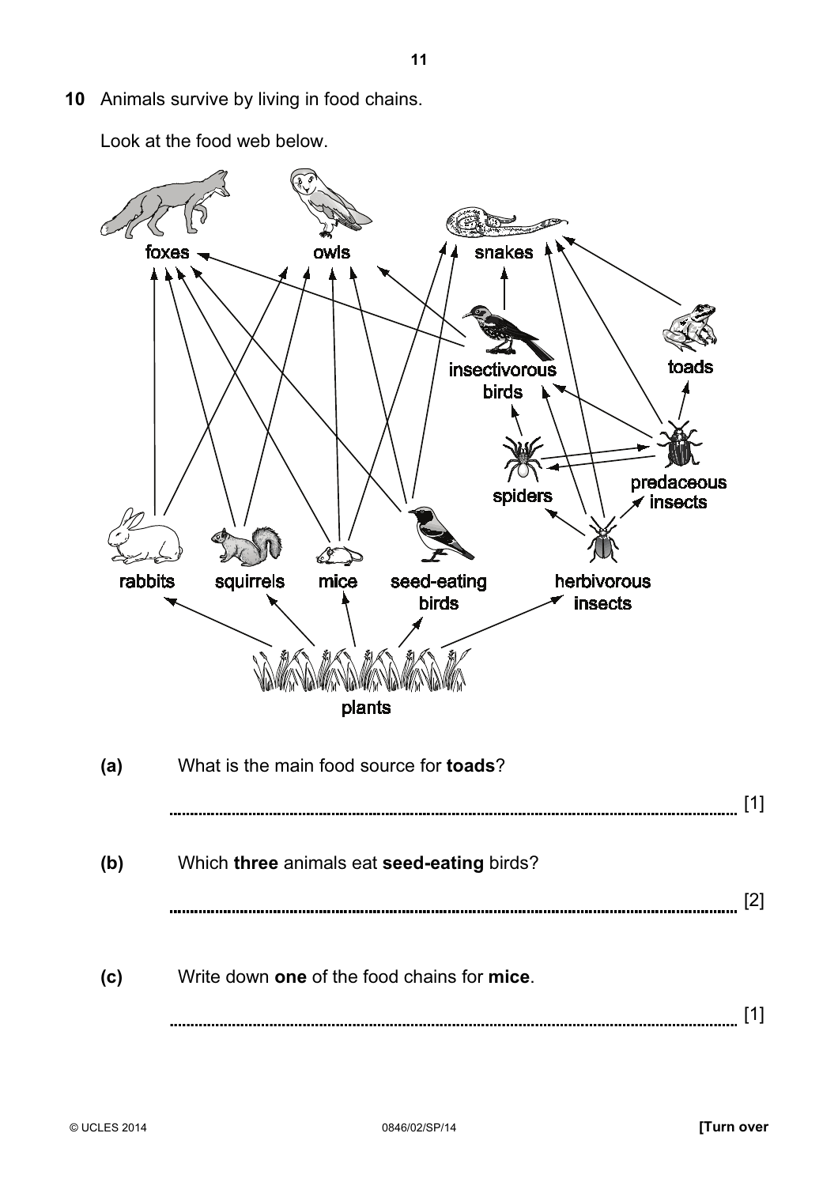**10** Animals survive by living in food chains.

Look at the food web below.

**(a)** What is the main food source for **toads**?

.......................................................................................................................................... [1]

**(b)** Which **three** animals eat **seed-eating** birds?

.......................................................................................................................................... [2]

**(c)** Write down **one** of the food chains for **mice**.

.......................................................................................................................................... [1]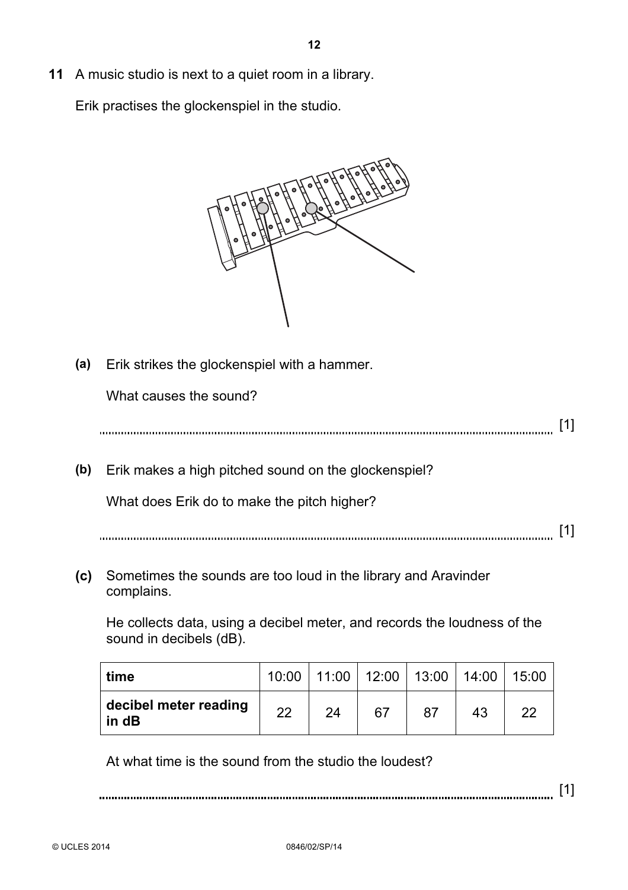**11** A music studio is next to a quiet room in a library.

Erik practises the glockenspiel in the studio.

**(a)** Erik strikes the glockenspiel with a hammer.

What causes the sound?

.......................................................................................................................................... [1]

**(b)** Erik makes a high pitched sound on the glockenspiel?

What does Erik do to make the pitch higher?

.......................................................................................................................................... [1]

**(c)** Sometimes the sounds are too loud in the library and Aravinder complains.

He collects data, using a decibel meter, and records the loudness of the sound in decibels (dB).

| **time** | 10:00 | 11:00 | 12:00 | 13:00 | 14:00 | 15:00 |
|---|---|---|---|---|---|---|
| **decibel meter reading in dB** | 22 | 24 | 67 | 87 | 43 | 22 |

At what time is the sound from the studio the loudest?

.......................................................................................................................................... [1]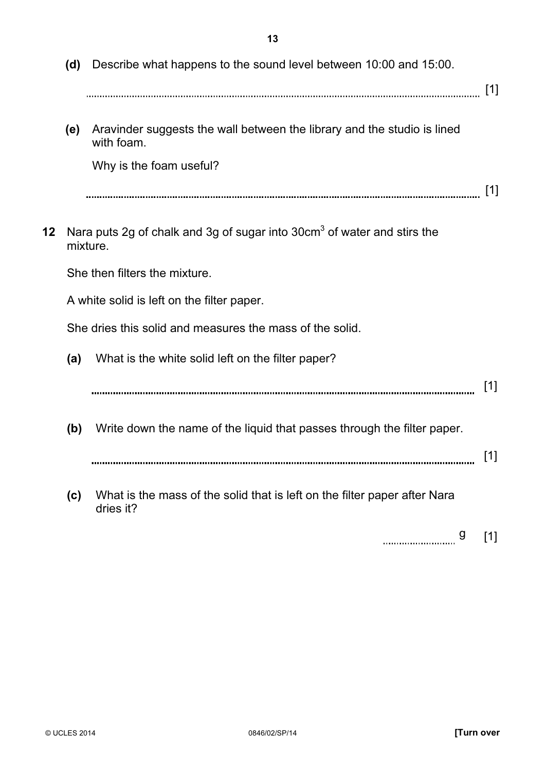**(d)** Describe what happens to the sound level between 10:00 and 15:00.

.......................................................................................................................................... [1]

**(e)** Aravinder suggests the wall between the library and the studio is lined with foam.

Why is the foam useful?

.......................................................................................................................................... [1]

**12** Nara puts 2g of chalk and 3g of sugar into 30cm$^3$ of water and stirs the mixture.

She then filters the mixture.

A white solid is left on the filter paper.

She dries this solid and measures the mass of the solid.

**(a)** What is the white solid left on the filter paper?

.......................................................................................................................................... [1]

**(b)** Write down the name of the liquid that passes through the filter paper.

.......................................................................................................................................... [1]

**(c)** What is the mass of the solid that is left on the filter paper after Nara dries it?

.......................... g [1]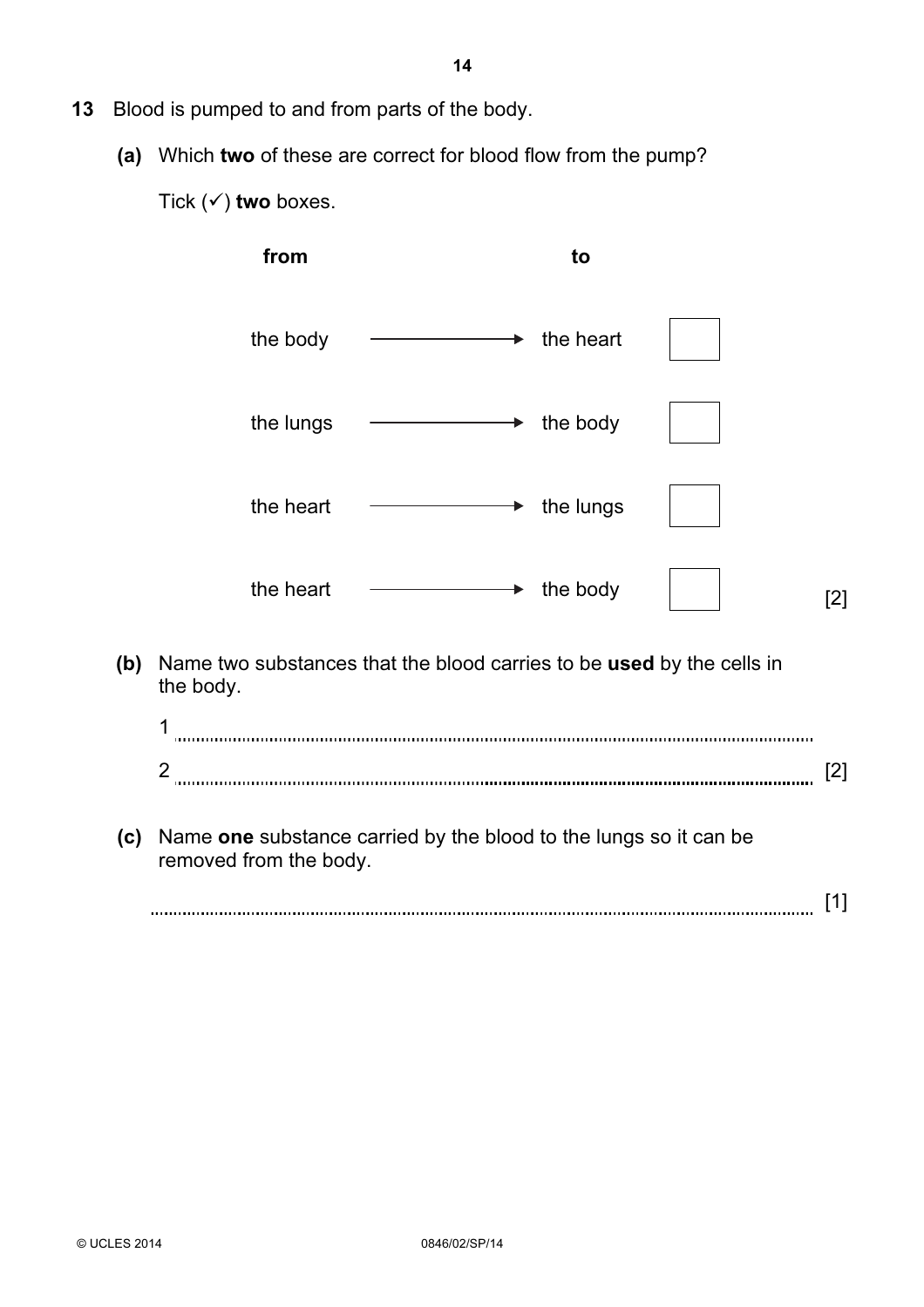**13** Blood is pumped to and from parts of the body.

**(a)** Which **two** of these are correct for blood flow from the pump?

Tick (✓) **two** boxes.

| from | | to | |
|---|---|---|---|
| the body | ⟶ | the heart | ☐ |
| the lungs | ⟶ | the body | ☐ |
| the heart | ⟶ | the lungs | ☐ |
| the heart | ⟶ | the body | ☐ |

[2]

**(b)** Name two substances that the blood carries to be **used** by the cells in the body.

1 ........................................................................................................................

2 ........................................................................................................................ [2]

**(c)** Name **one** substance carried by the blood to the lungs so it can be removed from the body.

........................................................................................................................ [1]

© UCLES 2014 0846/02/SP/14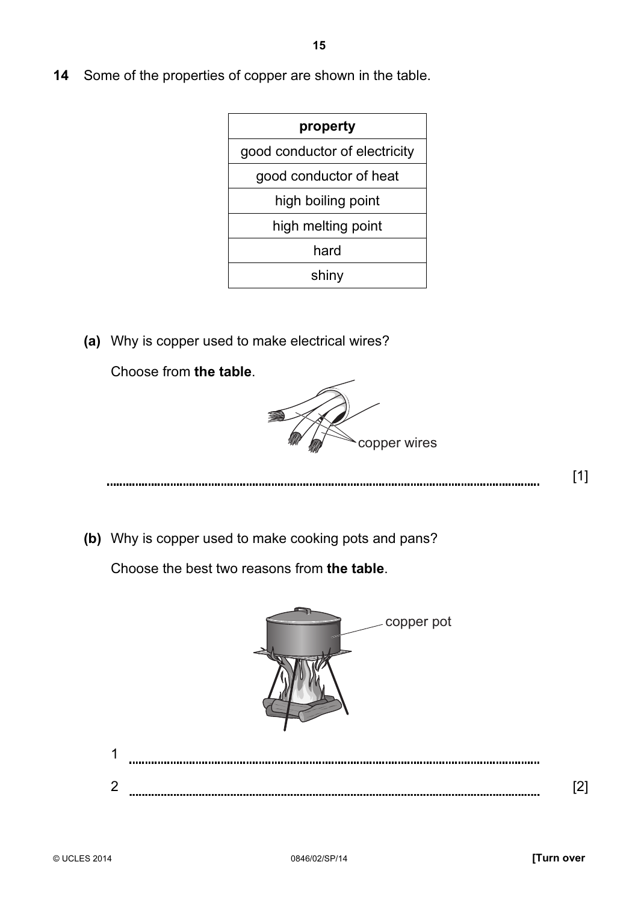**14** Some of the properties of copper are shown in the table.

| property |
|---|
| good conductor of electricity |
| good conductor of heat |
| high boiling point |
| high melting point |
| hard |
| shiny |

**(a)** Why is copper used to make electrical wires?

Choose from **the table**.

copper wires

.................................................................................................................................... [1]

**(b)** Why is copper used to make cooking pots and pans?

Choose the best two reasons from **the table**.

copper pot

1 ....................................................................................................................................

2 .................................................................................................................................... [2]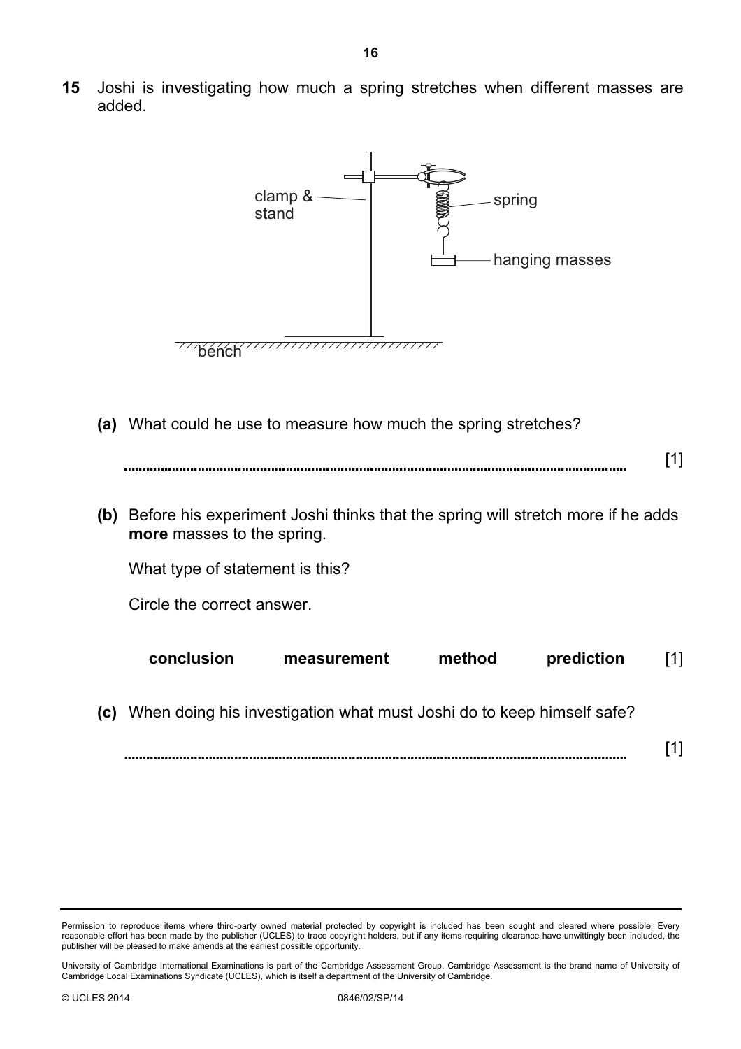**15** Joshi is investigating how much a spring stretches when different masses are added.

clamp & stand

spring

hanging masses

bench

**(a)** What could he use to measure how much the spring stretches?

.......................................................................................................................................... [1]

**(b)** Before his experiment Joshi thinks that the spring will stretch more if he adds **more** masses to the spring.

What type of statement is this?

Circle the correct answer.

**conclusion** **measurement** **method** **prediction** [1]

**(c)** When doing his investigation what must Joshi do to keep himself safe?

.......................................................................................................................................... [1]

Permission to reproduce items where third-party owned material protected by copyright is included has been sought and cleared where possible. Every reasonable effort has been made by the publisher (UCLES) to trace copyright holders, but if any items requiring clearance have unwittingly been included, the publisher will be pleased to make amends at the earliest possible opportunity.

University of Cambridge International Examinations is part of the Cambridge Assessment Group. Cambridge Assessment is the brand name of University of Cambridge Local Examinations Syndicate (UCLES), which is itself a department of the University of Cambridge.